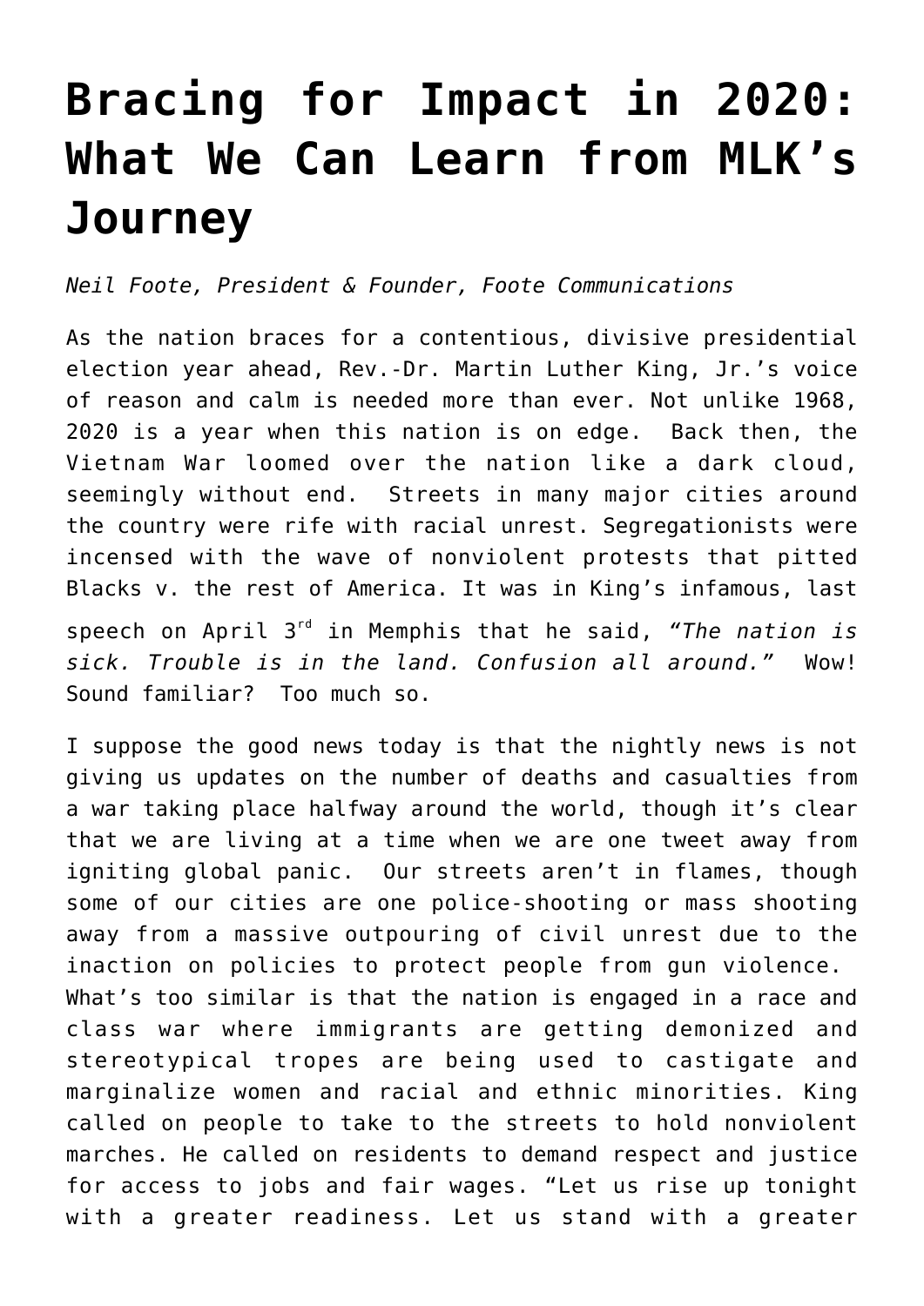# Bracing for Impact in 2020: What We Can Learn from MLK's Journey

*Neil Foote, President & Founder, Foote Communications*

As the nation braces for a contentious, divisive presidential election year ahead, Rev.-Dr. Martin Luther King, Jr.'s voice of reason and calm is needed more than ever. Not unlike 1968, 2020 is a year when this nation is on edge. Back then, the Vietnam War loomed over the nation like a dark cloud, seemingly without end. Streets in many major cities around the country were rife with racial unrest. Segregationists were incensed with the wave of nonviolent protests that pitted Blacks v. the rest of America. It was in King's infamous, last speech on April 3rd in Memphis that he said, *"The nation is sick. Trouble is in the land. Confusion all around."* Wow! Sound familiar? Too much so.

I suppose the good news today is that the nightly news is not giving us updates on the number of deaths and casualties from a war taking place halfway around the world, though it's clear that we are living at a time when we are one tweet away from igniting global panic. Our streets aren't in flames, though some of our cities are one police-shooting or mass shooting away from a massive outpouring of civil unrest due to the inaction on policies to protect people from gun violence. What's too similar is that the nation is engaged in a race and class war where immigrants are getting demonized and stereotypical tropes are being used to castigate and marginalize women and racial and ethnic minorities. King called on people to take to the streets to hold nonviolent marches. He called on residents to demand respect and justice for access to jobs and fair wages. "Let us rise up tonight with a greater readiness. Let us stand with a greater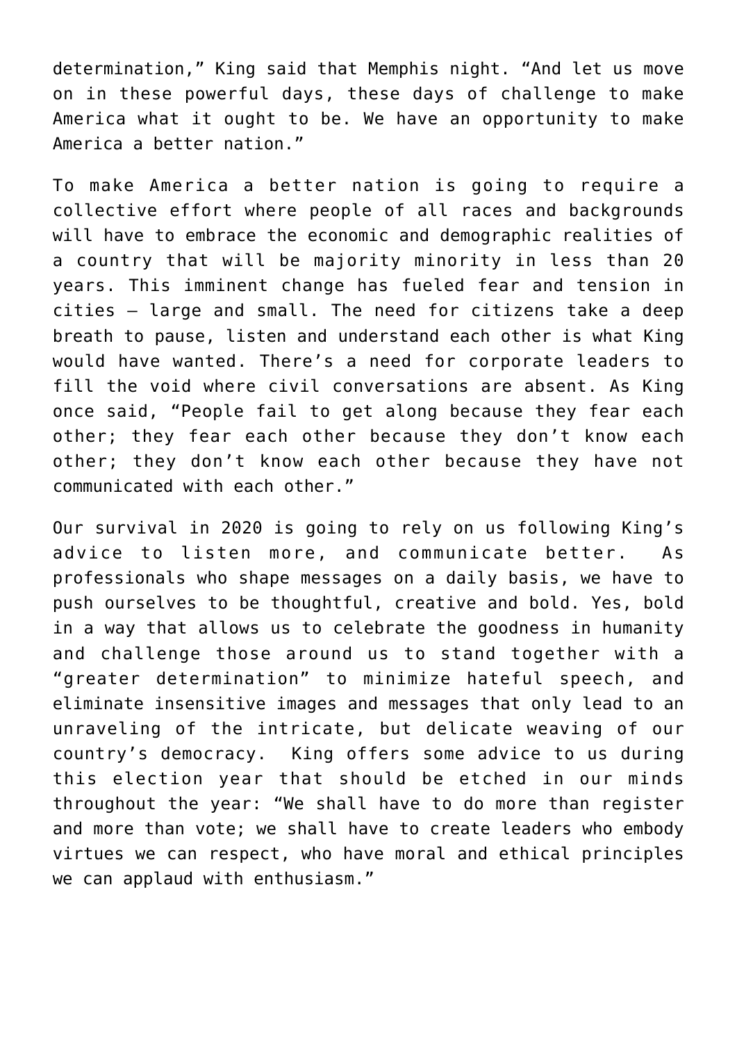determination," King said that Memphis night. "And let us move on in these powerful days, these days of challenge to make America what it ought to be. We have an opportunity to make America a better nation."

To make America a better nation is going to require a collective effort where people of all races and backgrounds will have to embrace the economic and demographic realities of a country that will be majority minority in less than 20 years. This imminent change has fueled fear and tension in cities – large and small. The need for citizens take a deep breath to pause, listen and understand each other is what King would have wanted. There's a need for corporate leaders to fill the void where civil conversations are absent. As King once said, "People fail to get along because they fear each other; they fear each other because they don't know each other; they don't know each other because they have not communicated with each other."

Our survival in 2020 is going to rely on us following King's advice to listen more, and communicate better. As professionals who shape messages on a daily basis, we have to push ourselves to be thoughtful, creative and bold. Yes, bold in a way that allows us to celebrate the goodness in humanity and challenge those around us to stand together with a "greater determination" to minimize hateful speech, and eliminate insensitive images and messages that only lead to an unraveling of the intricate, but delicate weaving of our country's democracy. King offers some advice to us during this election year that should be etched in our minds throughout the year: "We shall have to do more than register and more than vote; we shall have to create leaders who embody virtues we can respect, who have moral and ethical principles we can applaud with enthusiasm."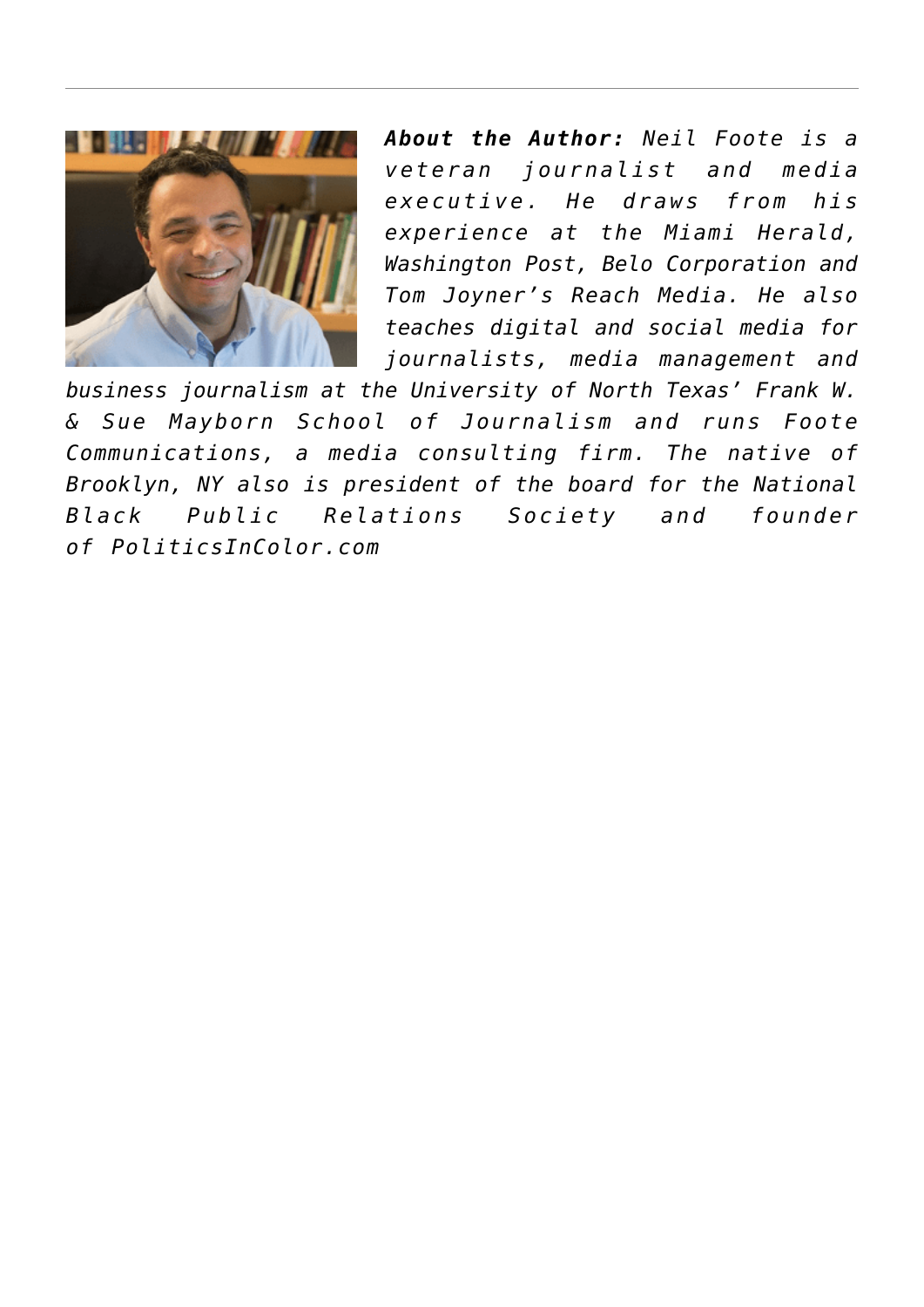***About the Author:*** *Neil Foote is a veteran journalist and media executive. He draws from his experience at the Miami Herald, Washington Post, Belo Corporation and Tom Joyner's Reach Media. He also teaches digital and social media for journalists, media management and business journalism at the University of North Texas' Frank W. & Sue Mayborn School of Journalism and runs Foote Communications, a media consulting firm. The native of Brooklyn, NY also is president of the board for the National Black Public Relations Society and founder of PoliticsInColor.com*